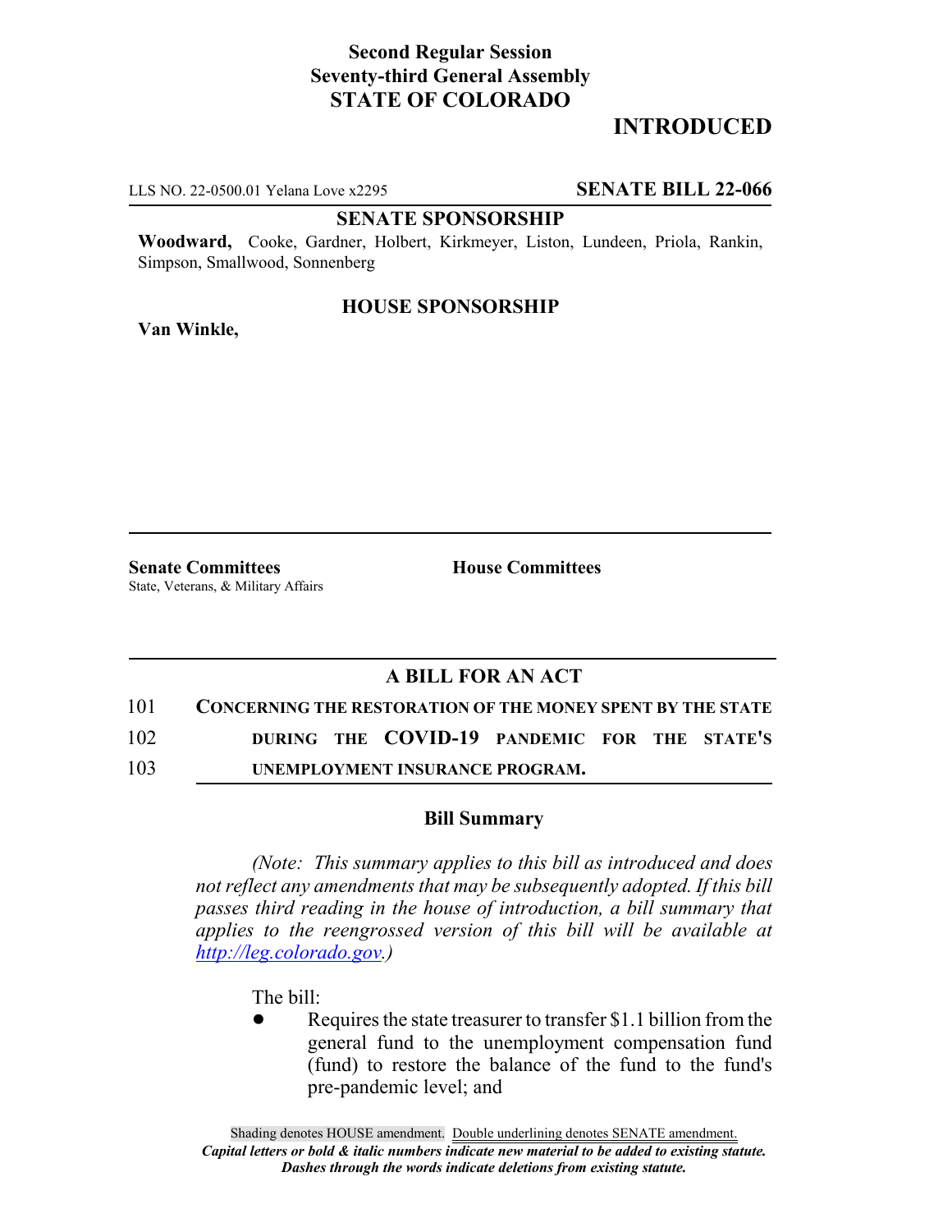**Second Regular Session**
**Seventy-third General Assembly**
**STATE OF COLORADO**

# INTRODUCTED

LLS NO. 22-0500.01 Yelana Love x2295 **SENATE BILL 22-066**

**SENATE SPONSORSHIP**

**Woodward,** Cooke, Gardner, Holbert, Kirkmeyer, Liston, Lundeen, Priola, Rankin, Simpson, Smallwood, Sonnenberg

**HOUSE SPONSORSHIP**

**Van Winkle,**

**Senate Committees**
State, Veterans, & Military Affairs

**House Committees**

## A BILL FOR AN ACT

101 **CONCERNING THE RESTORATION OF THE MONEY SPENT BY THE STATE**
102 **DURING THE COVID-19 PANDEMIC FOR THE STATE'S**
103 **UNEMPLOYMENT INSURANCE PROGRAM.**

### Bill Summary

*(Note: This summary applies to this bill as introduced and does not reflect any amendments that may be subsequently adopted. If this bill passes third reading in the house of introduction, a bill summary that applies to the reengrossed version of this bill will be available at http://leg.colorado.gov.)*

The bill:

- Requires the state treasurer to transfer $1.1 billion from the general fund to the unemployment compensation fund (fund) to restore the balance of the fund to the fund's pre-pandemic level; and

Shading denotes HOUSE amendment. Double underlining denotes SENATE amendment.
*Capital letters or bold & italic numbers indicate new material to be added to existing statute.*
*Dashes through the words indicate deletions from existing statute.*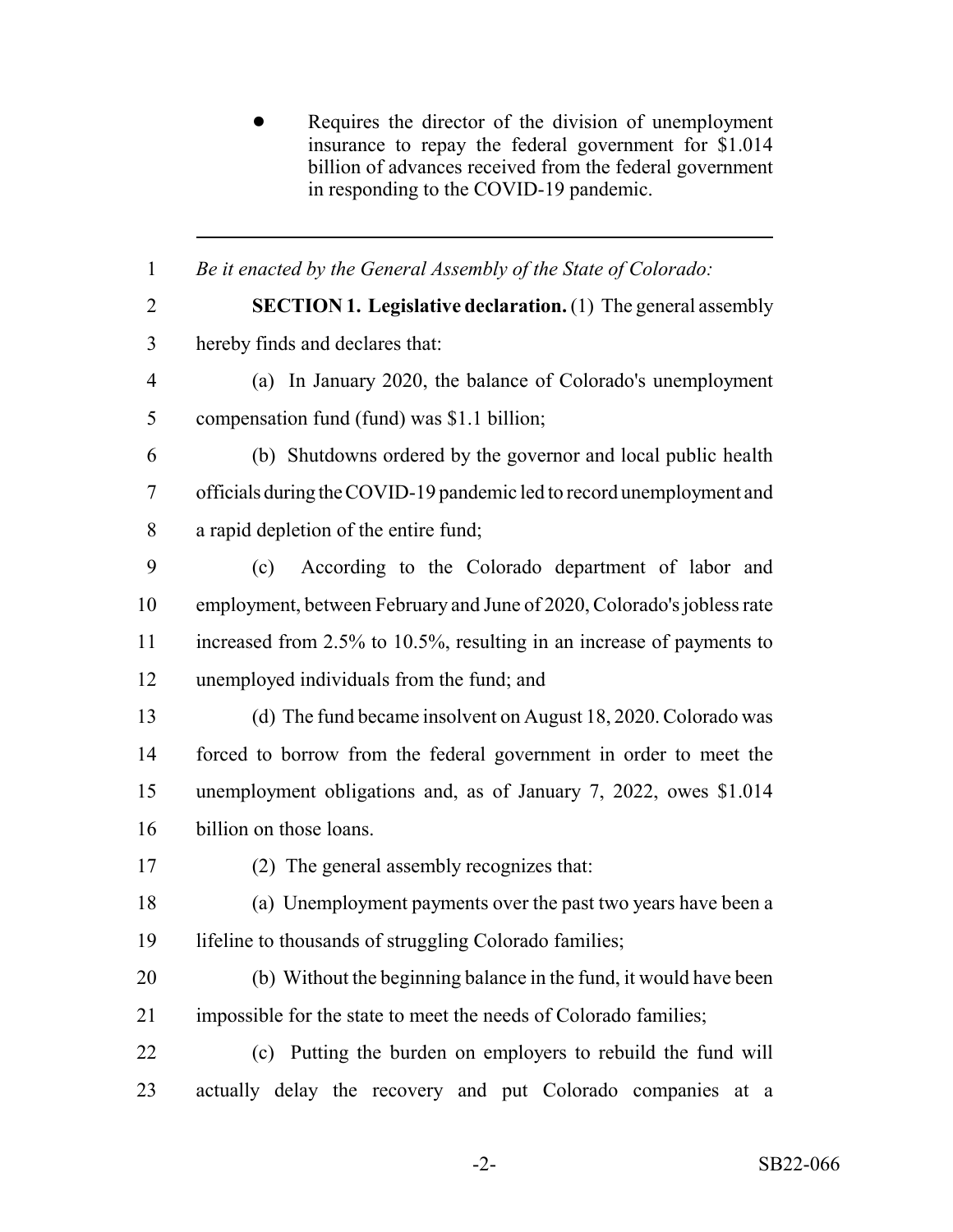- Requires the director of the division of unemployment insurance to repay the federal government for $1.014 billion of advances received from the federal government in responding to the COVID-19 pandemic.

---

*Be it enacted by the General Assembly of the State of Colorado:*

**SECTION 1. Legislative declaration.** (1) The general assembly hereby finds and declares that:

(a) In January 2020, the balance of Colorado's unemployment compensation fund (fund) was $1.1 billion;

(b) Shutdowns ordered by the governor and local public health officials during the COVID-19 pandemic led to record unemployment and a rapid depletion of the entire fund;

(c) According to the Colorado department of labor and employment, between February and June of 2020, Colorado's jobless rate increased from 2.5% to 10.5%, resulting in an increase of payments to unemployed individuals from the fund; and

(d) The fund became insolvent on August 18, 2020. Colorado was forced to borrow from the federal government in order to meet the unemployment obligations and, as of January 7, 2022, owes $1.014 billion on those loans.

(2) The general assembly recognizes that:

(a) Unemployment payments over the past two years have been a lifeline to thousands of struggling Colorado families;

(b) Without the beginning balance in the fund, it would have been impossible for the state to meet the needs of Colorado families;

(c) Putting the burden on employers to rebuild the fund will actually delay the recovery and put Colorado companies at a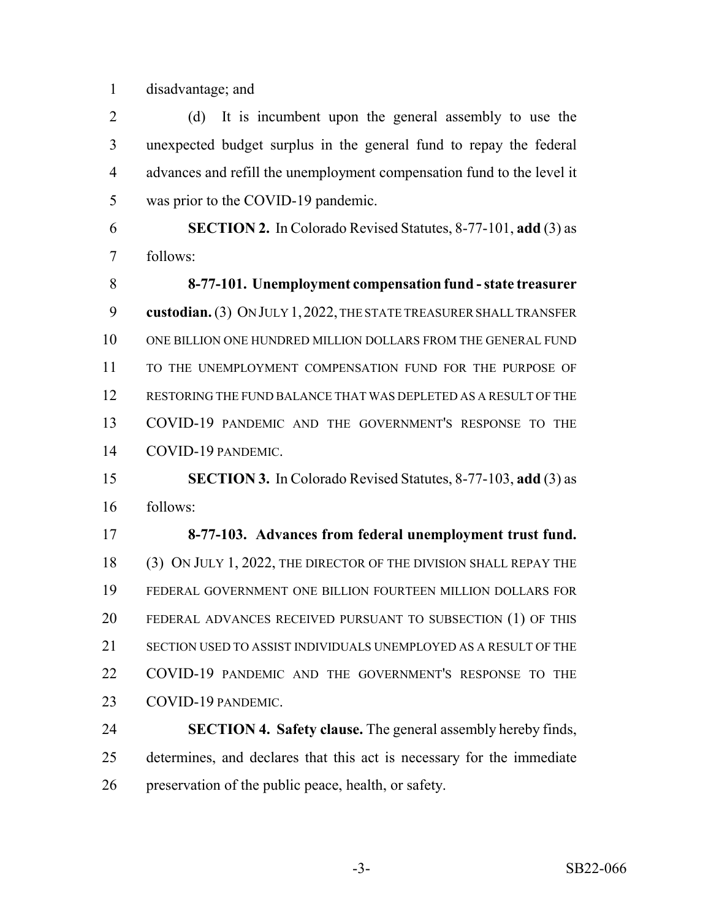disadvantage; and

(d) It is incumbent upon the general assembly to use the unexpected budget surplus in the general fund to repay the federal advances and refill the unemployment compensation fund to the level it was prior to the COVID-19 pandemic.

**SECTION 2.** In Colorado Revised Statutes, 8-77-101, **add** (3) as follows:

**8-77-101. Unemployment compensation fund - state treasurer custodian.** (3) ON JULY 1, 2022, THE STATE TREASURER SHALL TRANSFER ONE BILLION ONE HUNDRED MILLION DOLLARS FROM THE GENERAL FUND TO THE UNEMPLOYMENT COMPENSATION FUND FOR THE PURPOSE OF RESTORING THE FUND BALANCE THAT WAS DEPLETED AS A RESULT OF THE COVID-19 PANDEMIC AND THE GOVERNMENT'S RESPONSE TO THE COVID-19 PANDEMIC.

**SECTION 3.** In Colorado Revised Statutes, 8-77-103, **add** (3) as follows:

**8-77-103. Advances from federal unemployment trust fund.** (3) ON JULY 1, 2022, THE DIRECTOR OF THE DIVISION SHALL REPAY THE FEDERAL GOVERNMENT ONE BILLION FOURTEEN MILLION DOLLARS FOR FEDERAL ADVANCES RECEIVED PURSUANT TO SUBSECTION (1) OF THIS SECTION USED TO ASSIST INDIVIDUALS UNEMPLOYED AS A RESULT OF THE COVID-19 PANDEMIC AND THE GOVERNMENT'S RESPONSE TO THE COVID-19 PANDEMIC.

**SECTION 4. Safety clause.** The general assembly hereby finds, determines, and declares that this act is necessary for the immediate preservation of the public peace, health, or safety.